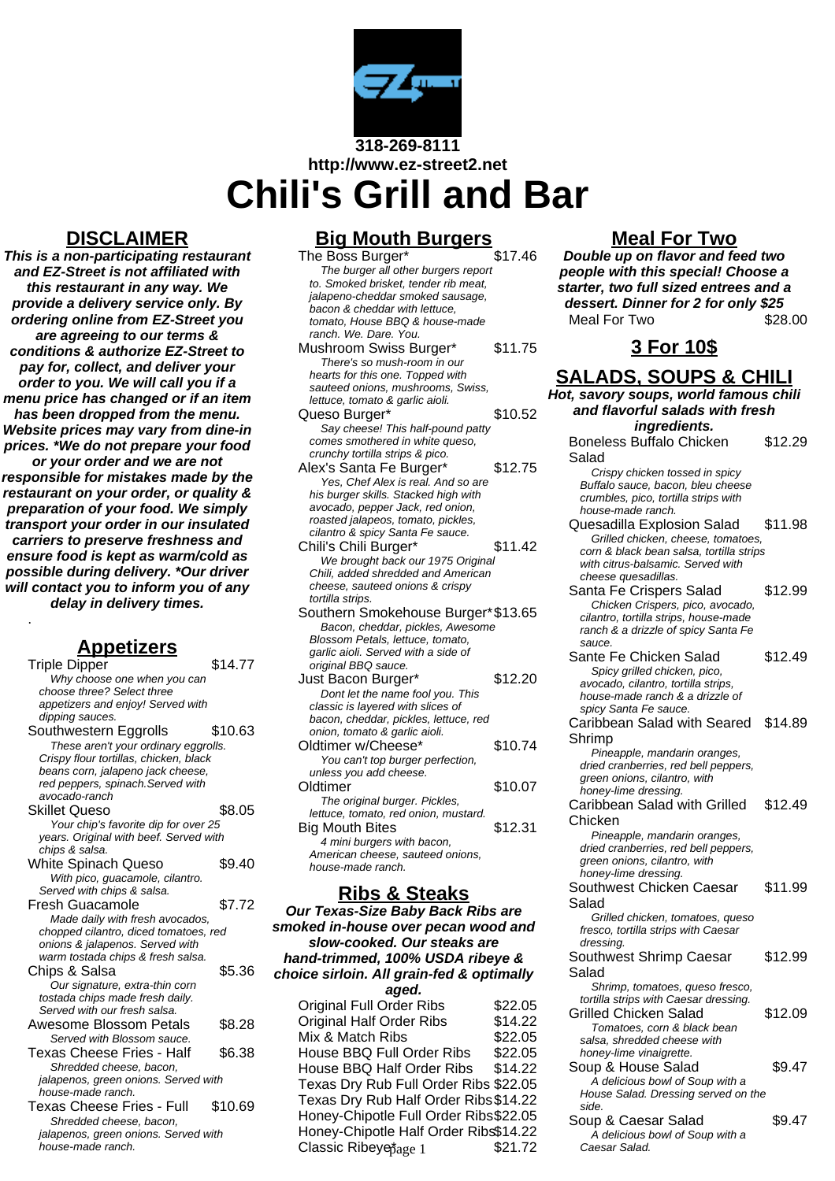318-269-8111
http://www.ez-street2.net

# Chili's Grill and Bar

## DISCLAIMER

***This is a non-participating restaurant and EZ-Street is not affiliated with this restaurant in any way. We provide a delivery service only. By ordering online from EZ-Street you are agreeing to our terms & conditions & authorize EZ-Street to pay for, collect, and deliver your order to you. We will call you if a menu price has changed or if an item has been dropped from the menu. Website prices may vary from dine-in prices. *We do not prepare your food or your order and we are not responsible for mistakes made by the restaurant on your order, or quality & preparation of your food. We simply transport your order in our insulated carriers to preserve freshness and ensure food is kept as warm/cold as possible during delivery. *Our driver will contact you to inform you of any delay in delivery times.***

.

## Appetizers

Triple Dipper $14.77
*Why choose one when you can choose three? Select three appetizers and enjoy! Served with dipping sauces.*

Southwestern Eggrolls $10.63
*These aren't your ordinary eggrolls. Crispy flour tortillas, chicken, black beans corn, jalapeno jack cheese, red peppers, spinach.Served with avocado-ranch*

Skillet Queso $8.05
*Your chip's favorite dip for over 25 years. Original with beef. Served with chips & salsa.*

White Spinach Queso $9.40
*With pico, guacamole, cilantro. Served with chips & salsa.*

Fresh Guacamole $7.72
*Made daily with fresh avocados, chopped cilantro, diced tomatoes, red onions & jalapenos. Served with warm tostada chips & fresh salsa.*

Chips & Salsa $5.36
*Our signature, extra-thin corn tostada chips made fresh daily. Served with our fresh salsa.*

Awesome Blossom Petals $8.28
*Served with Blossom sauce.*

Texas Cheese Fries - Half $6.38
*Shredded cheese, bacon, jalapenos, green onions. Served with house-made ranch.*

Texas Cheese Fries - Full $10.69
*Shredded cheese, bacon, jalapenos, green onions. Served with house-made ranch.*

## Big Mouth Burgers

The Boss Burger* $17.46
*The burger all other burgers report to. Smoked brisket, tender rib meat, jalapeno-cheddar smoked sausage, bacon & cheddar with lettuce, tomato, House BBQ & house-made ranch. We. Dare. You.*

Mushroom Swiss Burger* $11.75
*There's so mush-room in our hearts for this one. Topped with sauteed onions, mushrooms, Swiss, lettuce, tomato & garlic aioli.*

Queso Burger* $10.52
*Say cheese! This half-pound patty comes smothered in white queso, crunchy tortilla strips & pico.*

Alex's Santa Fe Burger* $12.75
*Yes, Chef Alex is real. And so are his burger skills. Stacked high with avocado, pepper Jack, red onion, roasted jalapenos, tomato, pickles, cilantro & spicy Santa Fe sauce.*

Chili's Chili Burger* $11.42
*We brought back our 1975 Original Chili, added shredded and American cheese, sauteed onions & crispy tortilla strips.*

Southern Smokehouse Burger* $13.65
*Bacon, cheddar, pickles, Awesome Blossom Petals, lettuce, tomato, garlic aioli. Served with a side of original BBQ sauce.*

Just Bacon Burger* $12.20
*Dont let the name fool you. This classic is layered with slices of bacon, cheddar, pickles, lettuce, red onion, tomato & garlic aioli.*

Oldtimer w/Cheese* $10.74
*You can't top burger perfection, unless you add cheese.*

Oldtimer $10.07
*The original burger. Pickles, lettuce, tomato, red onion, mustard.*

Big Mouth Bites $12.31
*4 mini burgers with bacon, American cheese, sauteed onions, house-made ranch.*

## Ribs & Steaks

***Our Texas-Size Baby Back Ribs are smoked in-house over pecan wood and slow-cooked. Our steaks are hand-trimmed, 100% USDA ribeye & choice sirloin. All grain-fed & optimally aged.***

Original Full Order Ribs $22.05

Original Half Order Ribs $14.22

Mix & Match Ribs $22.05

House BBQ Full Order Ribs $22.05

House BBQ Half Order Ribs $14.22

Texas Dry Rub Full Order Ribs $22.05

Texas Dry Rub Half Order Ribs $14.22

Honey-Chipotle Full Order Ribs $22.05

Honey-Chipotle Half Order Ribs $14.22

Classic Ribeye* $21.72

## Meal For Two

***Double up on flavor and feed two people with this special! Choose a starter, two full sized entrees and a dessert. Dinner for 2 for only $25***

Meal For Two $28.00

## 3 For 10$

## SALADS, SOUPS & CHILI

***Hot, savory soups, world famous chili and flavorful salads with fresh ingredients.***

Boneless Buffalo Chicken Salad $12.29
*Crispy chicken tossed in spicy Buffalo sauce, bacon, bleu cheese crumbles, pico, tortilla strips with house-made ranch.*

Quesadilla Explosion Salad $11.98
*Grilled chicken, cheese, tomatoes, corn & black bean salsa, tortilla strips with citrus-balsamic. Served with cheese quesadillas.*

Santa Fe Crispers Salad $12.99
*Chicken Crispers, pico, avocado, cilantro, tortilla strips, house-made ranch & a drizzle of spicy Santa Fe sauce.*

Sante Fe Chicken Salad $12.49
*Spicy grilled chicken, pico, avocado, cilantro, tortilla strips, house-made ranch & a drizzle of spicy Santa Fe sauce.*

Caribbean Salad with Seared Shrimp $14.89
*Pineapple, mandarin oranges, dried cranberries, red bell peppers, green onions, cilantro, with honey-lime dressing.*

Caribbean Salad with Grilled Chicken $12.49
*Pineapple, mandarin oranges, dried cranberries, red bell peppers, green onions, cilantro, with honey-lime dressing.*

Southwest Chicken Caesar Salad $11.99
*Grilled chicken, tomatoes, queso fresco, tortilla strips with Caesar dressing.*

Southwest Shrimp Caesar Salad $12.99
*Shrimp, tomatoes, queso fresco, tortilla strips with Caesar dressing.*

Grilled Chicken Salad $12.09
*Tomatoes, corn & black bean salsa, shredded cheese with honey-lime vinaigrette.*

Soup & House Salad $9.47
*A delicious bowl of Soup with a House Salad. Dressing served on the side.*

Soup & Caesar Salad $9.47
*A delicious bowl of Soup with a Caesar Salad.*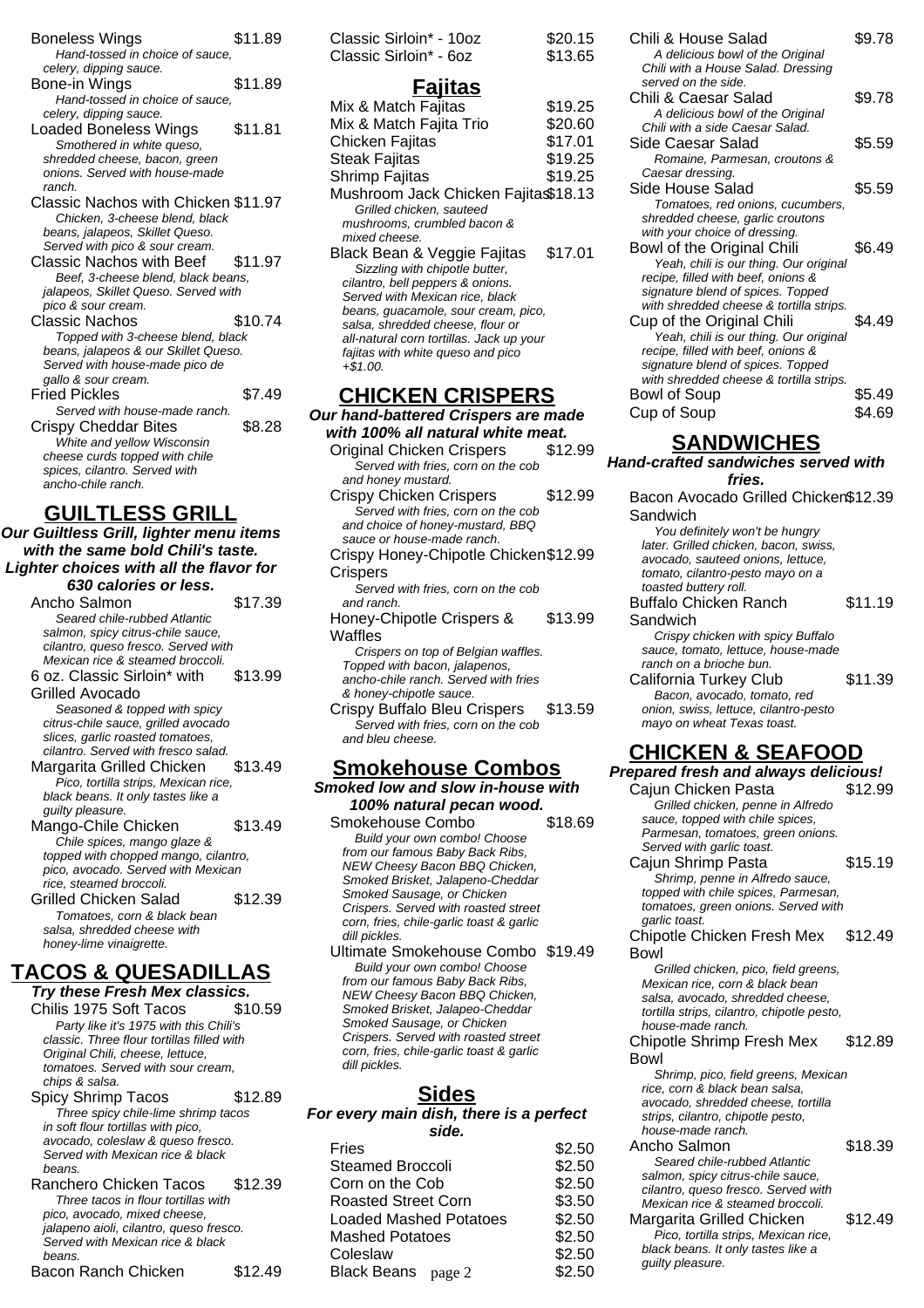**Boneless Wings** $11.89
*Hand-tossed in choice of sauce, celery, dipping sauce.*

**Bone-in Wings** $11.89
*Hand-tossed in choice of sauce, celery, dipping sauce.*

**Loaded Boneless Wings** $11.81
*Smothered in white queso, shredded cheese, bacon, green onions. Served with house-made ranch.*

**Classic Nachos with Chicken** $11.97
*Chicken, 3-cheese blend, black beans, jalapeos, Skillet Queso. Served with pico & sour cream.*

**Classic Nachos with Beef** $11.97
*Beef, 3-cheese blend, black beans, jalapeos, Skillet Queso. Served with pico & sour cream.*

**Classic Nachos** $10.74
*Topped with 3-cheese blend, black beans, jalapeos & our Skillet Queso. Served with house-made pico de gallo & sour cream.*

**Fried Pickles** $7.49
*Served with house-made ranch.*

**Crispy Cheddar Bites** $8.28
*White and yellow Wisconsin cheese curds topped with chile spices, cilantro. Served with ancho-chile ranch.*

## GUILTLESS GRILL

***Our Guiltless Grill, lighter menu items with the same bold Chili's taste. Lighter choices with all the flavor for 630 calories or less.***

**Ancho Salmon** $17.39
*Seared chile-rubbed Atlantic salmon, spicy citrus-chile sauce, cilantro, queso fresco. Served with Mexican rice & steamed broccoli.*

**6 oz. Classic Sirloin* with Grilled Avocado** $13.99
*Seasoned & topped with spicy citrus-chile sauce, grilled avocado slices, garlic roasted tomatoes, cilantro. Served with fresco salad.*

**Margarita Grilled Chicken** $13.49
*Pico, tortilla strips, Mexican rice, black beans. It only tastes like a guilty pleasure.*

**Mango-Chile Chicken** $13.49
*Chile spices, mango glaze & topped with chopped mango, cilantro, pico, avocado. Served with Mexican rice, steamed broccoli.*

**Grilled Chicken Salad** $12.39
*Tomatoes, corn & black bean salsa, shredded cheese with honey-lime vinaigrette.*

## TACOS & QUESADILLAS

***Try these Fresh Mex classics.***

**Chilis 1975 Soft Tacos** $10.59
*Party like it's 1975 with this Chili's classic. Three flour tortillas filled with Original Chili, cheese, lettuce, tomatoes. Served with sour cream, chips & salsa.*

**Spicy Shrimp Tacos** $12.89
*Three spicy chile-lime shrimp tacos in soft flour tortillas with pico, avocado, coleslaw & queso fresco. Served with Mexican rice & black beans.*

**Ranchero Chicken Tacos** $12.39
*Three tacos in flour tortillas with pico, avocado, mixed cheese, jalapeno aioli, cilantro, queso fresco. Served with Mexican rice & black beans.*

**Bacon Ranch Chicken** $12.49

**Classic Sirloin* - 10oz** $20.15

**Classic Sirloin* - 6oz** $13.65

## Fajitas

**Mix & Match Fajitas** $19.25

**Mix & Match Fajita Trio** $20.60

**Chicken Fajitas** $17.01

**Steak Fajitas** $19.25

**Shrimp Fajitas** $19.25

**Mushroom Jack Chicken Fajitas** $18.13
*Grilled chicken, sauteed mushrooms, crumbled bacon & mixed cheese.*

**Black Bean & Veggie Fajitas** $17.01
*Sizzling with chipotle butter, cilantro, bell peppers & onions. Served with Mexican rice, black beans, guacamole, sour cream, pico, salsa, shredded cheese, flour or all-natural corn tortillas. Jack up your fajitas with white queso and pico +$1.00.*

## CHICKEN CRISPERS

***Our hand-battered Crispers are made with 100% all natural white meat.***

**Original Chicken Crispers** $12.99
*Served with fries, corn on the cob and honey mustard.*

**Crispy Chicken Crispers** $12.99
*Served with fries, corn on the cob and choice of honey-mustard, BBQ sauce or house-made ranch.*

**Crispy Honey-Chipotle Chicken Crispers** $12.99
*Served with fries, corn on the cob and ranch.*

**Honey-Chipotle Crispers & Waffles** $13.99
*Crispers on top of Belgian waffles. Topped with bacon, jalapenos, ancho-chile ranch. Served with fries & honey-chipotle sauce.*

**Crispy Buffalo Bleu Crispers** $13.59
*Served with fries, corn on the cob and bleu cheese.*

## Smokehouse Combos

***Smoked low and slow in-house with 100% natural pecan wood.***

**Smokehouse Combo** $18.69
*Build your own combo! Choose from our famous Baby Back Ribs, NEW Cheesy Bacon BBQ Chicken, Smoked Brisket, Jalapeno-Cheddar Smoked Sausage, or Chicken Crispers. Served with roasted street corn, fries, chile-garlic toast & garlic dill pickles.*

**Ultimate Smokehouse Combo** $19.49
*Build your own combo! Choose from our famous Baby Back Ribs, NEW Cheesy Bacon BBQ Chicken, Smoked Brisket, Jalapeo-Cheddar Smoked Sausage, or Chicken Crispers. Served with roasted street corn, fries, chile-garlic toast & garlic dill pickles.*

## Sides

***For every main dish, there is a perfect side.***

| Item | Price |
|---|---|
| Fries | $2.50 |
| Steamed Broccoli | $2.50 |
| Corn on the Cob | $2.50 |
| Roasted Street Corn | $3.50 |
| Loaded Mashed Potatoes | $2.50 |
| Mashed Potatoes | $2.50 |
| Coleslaw | $2.50 |
| Black Beans | $2.50 |

**Chili & House Salad** $9.78
*A delicious bowl of the Original Chili with a House Salad. Dressing served on the side.*

**Chili & Caesar Salad** $9.78
*A delicious bowl of the Original Chili with a side Caesar Salad.*

**Side Caesar Salad** $5.59
*Romaine, Parmesan, croutons & Caesar dressing.*

**Side House Salad** $5.59
*Tomatoes, red onions, cucumbers, shredded cheese, garlic croutons with your choice of dressing.*

**Bowl of the Original Chili** $6.49
*Yeah, chili is our thing. Our original recipe, filled with beef, onions & signature blend of spices. Topped with shredded cheese & tortilla strips.*

**Cup of the Original Chili** $4.49
*Yeah, chili is our thing. Our original recipe, filled with beef, onions & signature blend of spices. Topped with shredded cheese & tortilla strips.*

**Bowl of Soup** $5.49

**Cup of Soup** $4.69

## SANDWICHES

***Hand-crafted sandwiches served with fries.***

**Bacon Avocado Grilled Chicken Sandwich** $12.39
*You definitely won't be hungry later. Grilled chicken, bacon, swiss, avocado, sauteed onions, lettuce, tomato, cilantro-pesto mayo on a toasted buttery roll.*

**Buffalo Chicken Ranch Sandwich** $11.19
*Crispy chicken with spicy Buffalo sauce, tomato, lettuce, house-made ranch on a brioche bun.*

**California Turkey Club** $11.39
*Bacon, avocado, tomato, red onion, swiss, lettuce, cilantro-pesto mayo on wheat Texas toast.*

## CHICKEN & SEAFOOD

***Prepared fresh and always delicious!***

**Cajun Chicken Pasta** $12.99
*Grilled chicken, penne in Alfredo sauce, topped with chile spices, Parmesan, tomatoes, green onions. Served with garlic toast.*

**Cajun Shrimp Pasta** $15.19
*Shrimp, penne in Alfredo sauce, topped with chile spices, Parmesan, tomatoes, green onions. Served with garlic toast.*

**Chipotle Chicken Fresh Mex Bowl** $12.49
*Grilled chicken, pico, field greens, Mexican rice, corn & black bean salsa, avocado, shredded cheese, tortilla strips, cilantro, chipotle pesto, house-made ranch.*

**Chipotle Shrimp Fresh Mex Bowl** $12.89
*Shrimp, pico, field greens, Mexican rice, corn & black bean salsa, avocado, shredded cheese, tortilla strips, cilantro, chipotle pesto, house-made ranch.*

**Ancho Salmon** $18.39
*Seared chile-rubbed Atlantic salmon, spicy citrus-chile sauce, cilantro, queso fresco. Served with Mexican rice & steamed broccoli.*

**Margarita Grilled Chicken** $12.49
*Pico, tortilla strips, Mexican rice, black beans. It only tastes like a guilty pleasure.*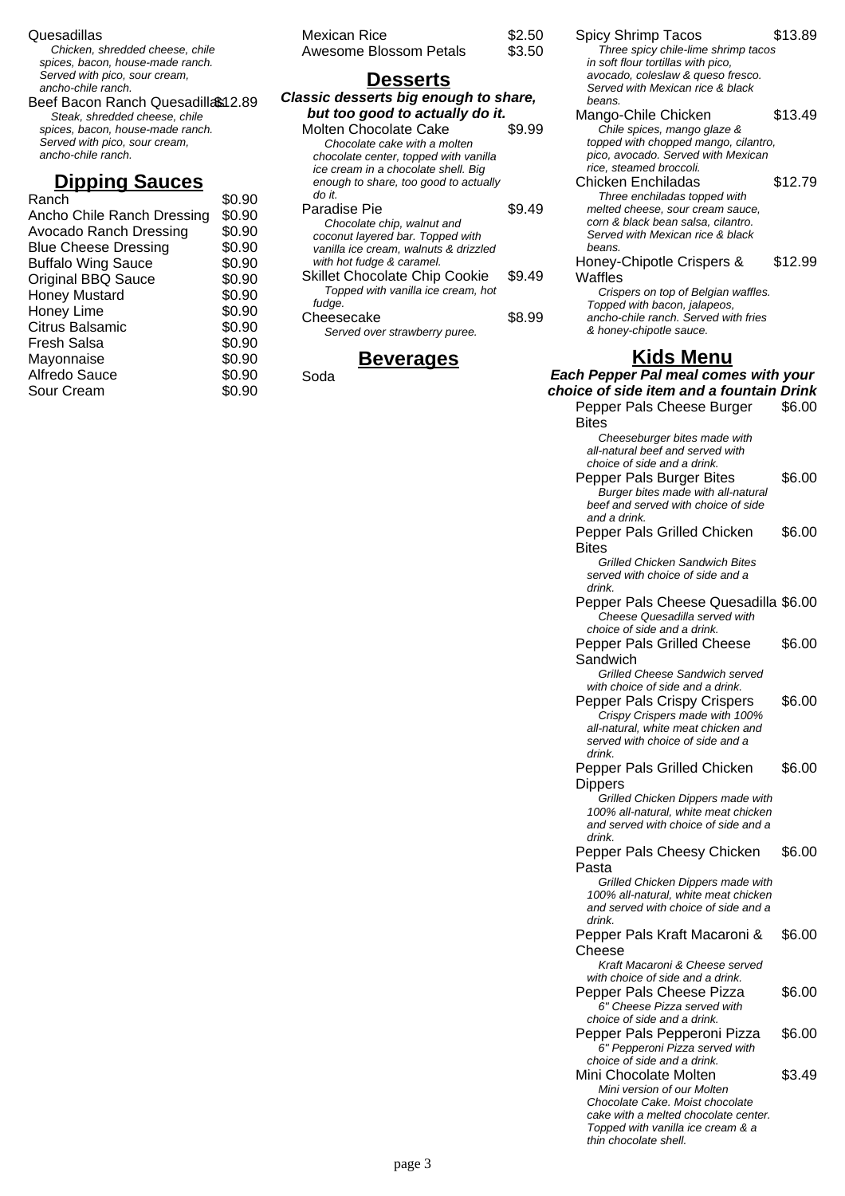Quesadillas
*Chicken, shredded cheese, chile spices, bacon, house-made ranch. Served with pico, sour cream, ancho-chile ranch.*

Beef Bacon Ranch Quesadillas $12.89
*Steak, shredded cheese, chile spices, bacon, house-made ranch. Served with pico, sour cream, ancho-chile ranch.*

## Dipping Sauces

| | |
|---|---|
| Ranch | $0.90 |
| Ancho Chile Ranch Dressing | $0.90 |
| Avocado Ranch Dressing | $0.90 |
| Blue Cheese Dressing | $0.90 |
| Buffalo Wing Sauce | $0.90 |
| Original BBQ Sauce | $0.90 |
| Honey Mustard | $0.90 |
| Honey Lime | $0.90 |
| Citrus Balsamic | $0.90 |
| Fresh Salsa | $0.90 |
| Mayonnaise | $0.90 |
| Alfredo Sauce | $0.90 |
| Sour Cream | $0.90 |

Mexican Rice $2.50

Awesome Blossom Petals $3.50

## Desserts

***Classic desserts big enough to share, but too good to actually do it.***

Molten Chocolate Cake $9.99
*Chocolate cake with a molten chocolate center, topped with vanilla ice cream in a chocolate shell. Big enough to share, too good to actually do it.*

Paradise Pie $9.49
*Chocolate chip, walnut and coconut layered bar. Topped with vanilla ice cream, walnuts & drizzled with hot fudge & caramel.*

Skillet Chocolate Chip Cookie $9.49
*Topped with vanilla ice cream, hot fudge.*

Cheesecake $8.99
*Served over strawberry puree.*

## Beverages

Soda

Spicy Shrimp Tacos $13.89
*Three spicy chile-lime shrimp tacos in soft flour tortillas with pico, avocado, coleslaw & queso fresco. Served with Mexican rice & black beans.*

Mango-Chile Chicken $13.49
*Chile spices, mango glaze & topped with chopped mango, cilantro, pico, avocado. Served with Mexican rice, steamed broccoli.*

Chicken Enchiladas $12.79
*Three enchiladas topped with melted cheese, sour cream sauce, corn & black bean salsa, cilantro. Served with Mexican rice & black beans.*

Honey-Chipotle Crispers & Waffles $12.99
*Crispers on top of Belgian waffles. Topped with bacon, jalapeños, ancho-chile ranch. Served with fries & honey-chipotle sauce.*

## Kids Menu

***Each Pepper Pal meal comes with your choice of side item and a fountain Drink***

Pepper Pals Cheese Burger Bites $6.00
*Cheeseburger bites made with all-natural beef and served with choice of side and a drink.*

Pepper Pals Burger Bites $6.00
*Burger bites made with all-natural beef and served with choice of side and a drink.*

Pepper Pals Grilled Chicken Bites $6.00
*Grilled Chicken Sandwich Bites served with choice of side and a drink.*

Pepper Pals Cheese Quesadilla $6.00
*Cheese Quesadilla served with choice of side and a drink.*

Pepper Pals Grilled Cheese Sandwich $6.00
*Grilled Cheese Sandwich served with choice of side and a drink.*

Pepper Pals Crispy Crispers $6.00
*Crispy Crispers made with 100% all-natural, white meat chicken and served with choice of side and a drink.*

Pepper Pals Grilled Chicken Dippers $6.00
*Grilled Chicken Dippers made with 100% all-natural, white meat chicken and served with choice of side and a drink.*

Pepper Pals Cheesy Chicken Pasta $6.00
*Grilled Chicken Dippers made with 100% all-natural, white meat chicken and served with choice of side and a drink.*

Pepper Pals Kraft Macaroni & Cheese $6.00
*Kraft Macaroni & Cheese served with choice of side and a drink.*

Pepper Pals Cheese Pizza $6.00
*6" Cheese Pizza served with choice of side and a drink.*

Pepper Pals Pepperoni Pizza $6.00
*6" Pepperoni Pizza served with choice of side and a drink.*

Mini Chocolate Molten $3.49
*Mini version of our Molten Chocolate Cake. Moist chocolate cake with a melted chocolate center. Topped with vanilla ice cream & a thin chocolate shell.*